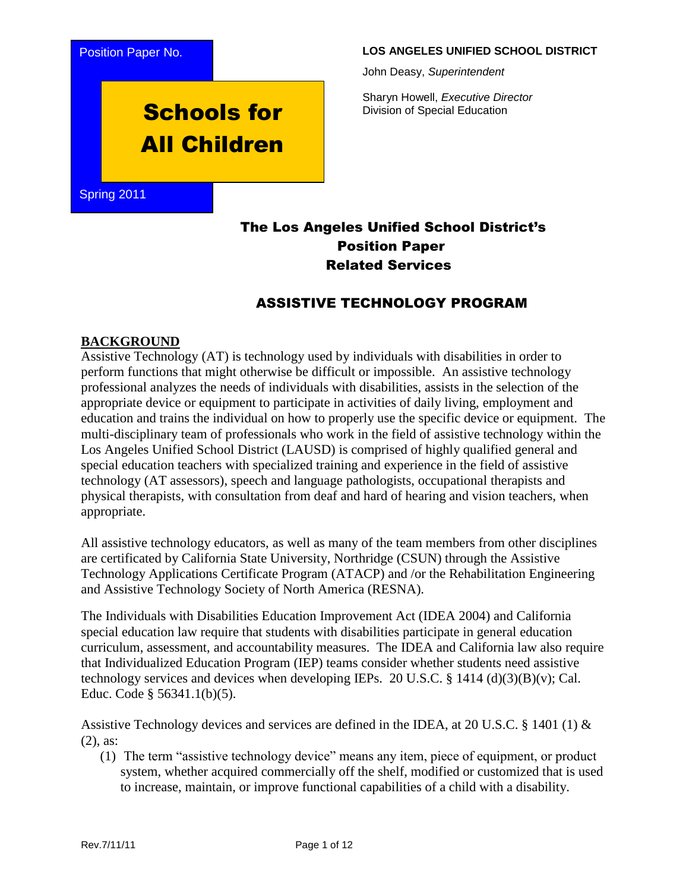Position Paper No.

# Schools for All Children

Spring 2011

**LOS ANGELES UNIFIED SCHOOL DISTRICT**

John Deasy, *Superintendent*

Sharyn Howell, *Executive Director*
Division of Special Education

## The Los Angeles Unified School District's Position Paper Related Services

## ASSISTIVE TECHNOLOGY PROGRAM

### BACKGROUND

Assistive Technology (AT) is technology used by individuals with disabilities in order to perform functions that might otherwise be difficult or impossible. An assistive technology professional analyzes the needs of individuals with disabilities, assists in the selection of the appropriate device or equipment to participate in activities of daily living, employment and education and trains the individual on how to properly use the specific device or equipment. The multi-disciplinary team of professionals who work in the field of assistive technology within the Los Angeles Unified School District (LAUSD) is comprised of highly qualified general and special education teachers with specialized training and experience in the field of assistive technology (AT assessors), speech and language pathologists, occupational therapists and physical therapists, with consultation from deaf and hard of hearing and vision teachers, when appropriate.

All assistive technology educators, as well as many of the team members from other disciplines are certificated by California State University, Northridge (CSUN) through the Assistive Technology Applications Certificate Program (ATACP) and /or the Rehabilitation Engineering and Assistive Technology Society of North America (RESNA).

The Individuals with Disabilities Education Improvement Act (IDEA 2004) and California special education law require that students with disabilities participate in general education curriculum, assessment, and accountability measures. The IDEA and California law also require that Individualized Education Program (IEP) teams consider whether students need assistive technology services and devices when developing IEPs. 20 U.S.C. § 1414 (d)(3)(B)(v); Cal. Educ. Code § 56341.1(b)(5).

Assistive Technology devices and services are defined in the IDEA, at 20 U.S.C. § 1401 (1) & (2), as:

(1) The term "assistive technology device" means any item, piece of equipment, or product system, whether acquired commercially off the shelf, modified or customized that is used to increase, maintain, or improve functional capabilities of a child with a disability.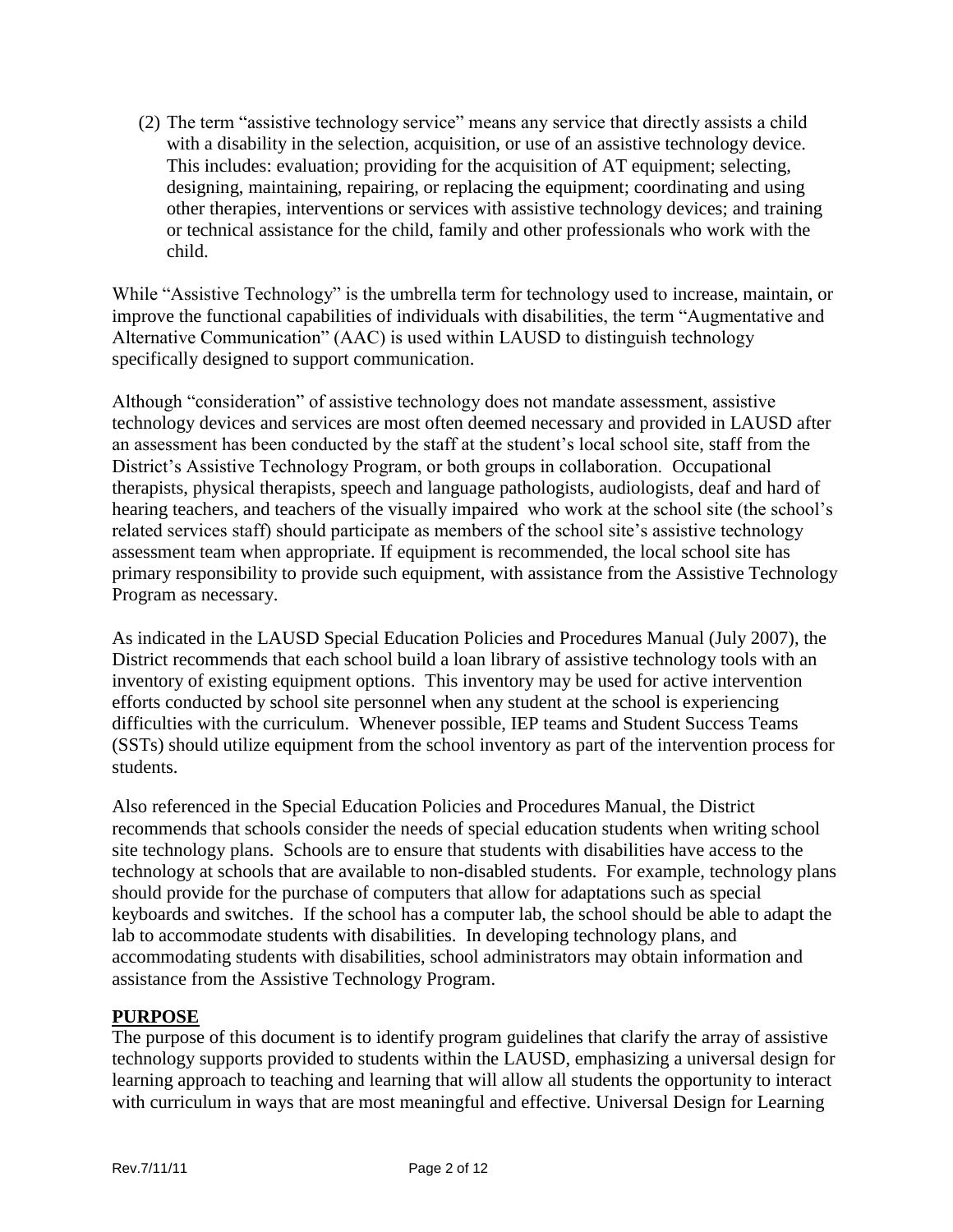(2) The term "assistive technology service" means any service that directly assists a child with a disability in the selection, acquisition, or use of an assistive technology device. This includes: evaluation; providing for the acquisition of AT equipment; selecting, designing, maintaining, repairing, or replacing the equipment; coordinating and using other therapies, interventions or services with assistive technology devices; and training or technical assistance for the child, family and other professionals who work with the child.

While "Assistive Technology" is the umbrella term for technology used to increase, maintain, or improve the functional capabilities of individuals with disabilities, the term "Augmentative and Alternative Communication" (AAC) is used within LAUSD to distinguish technology specifically designed to support communication.

Although "consideration" of assistive technology does not mandate assessment, assistive technology devices and services are most often deemed necessary and provided in LAUSD after an assessment has been conducted by the staff at the student's local school site, staff from the District's Assistive Technology Program, or both groups in collaboration. Occupational therapists, physical therapists, speech and language pathologists, audiologists, deaf and hard of hearing teachers, and teachers of the visually impaired who work at the school site (the school's related services staff) should participate as members of the school site's assistive technology assessment team when appropriate. If equipment is recommended, the local school site has primary responsibility to provide such equipment, with assistance from the Assistive Technology Program as necessary.

As indicated in the LAUSD Special Education Policies and Procedures Manual (July 2007), the District recommends that each school build a loan library of assistive technology tools with an inventory of existing equipment options. This inventory may be used for active intervention efforts conducted by school site personnel when any student at the school is experiencing difficulties with the curriculum. Whenever possible, IEP teams and Student Success Teams (SSTs) should utilize equipment from the school inventory as part of the intervention process for students.

Also referenced in the Special Education Policies and Procedures Manual, the District recommends that schools consider the needs of special education students when writing school site technology plans. Schools are to ensure that students with disabilities have access to the technology at schools that are available to non-disabled students. For example, technology plans should provide for the purchase of computers that allow for adaptations such as special keyboards and switches. If the school has a computer lab, the school should be able to adapt the lab to accommodate students with disabilities. In developing technology plans, and accommodating students with disabilities, school administrators may obtain information and assistance from the Assistive Technology Program.

## PURPOSE

The purpose of this document is to identify program guidelines that clarify the array of assistive technology supports provided to students within the LAUSD, emphasizing a universal design for learning approach to teaching and learning that will allow all students the opportunity to interact with curriculum in ways that are most meaningful and effective. Universal Design for Learning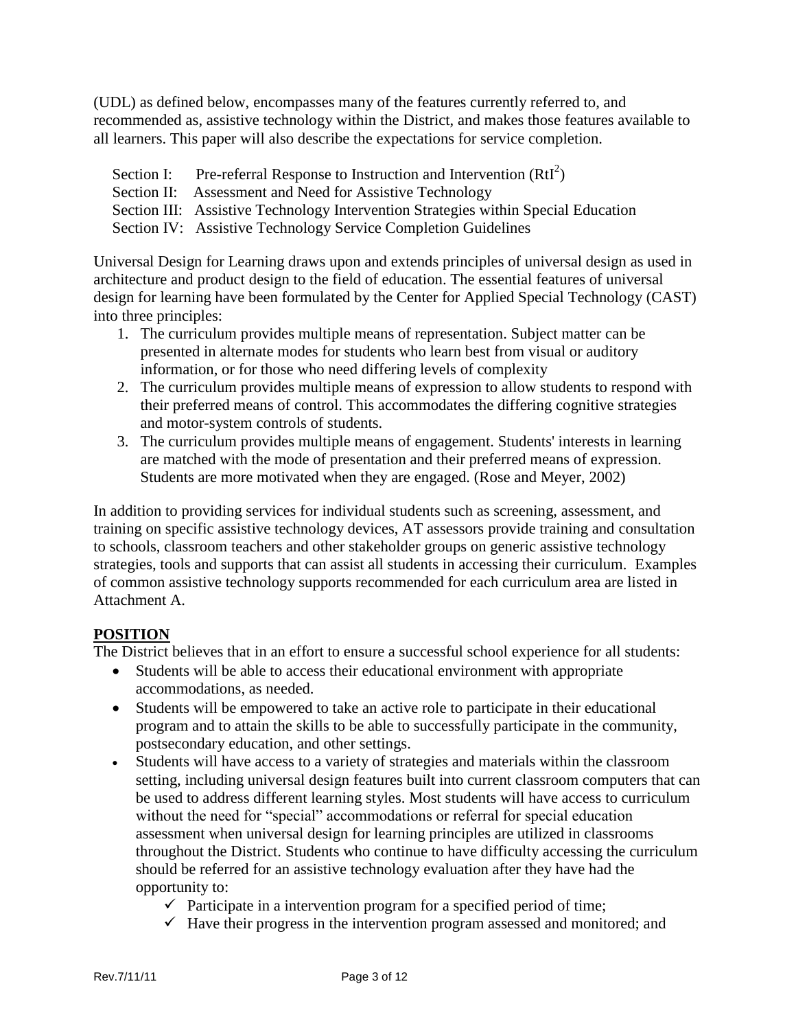(UDL) as defined below, encompasses many of the features currently referred to, and recommended as, assistive technology within the District, and makes those features available to all learners. This paper will also describe the expectations for service completion.

Section I: Pre-referral Response to Instruction and Intervention ($RtI^2$)
Section II: Assessment and Need for Assistive Technology
Section III: Assistive Technology Intervention Strategies within Special Education
Section IV: Assistive Technology Service Completion Guidelines

Universal Design for Learning draws upon and extends principles of universal design as used in architecture and product design to the field of education. The essential features of universal design for learning have been formulated by the Center for Applied Special Technology (CAST) into three principles:

1. The curriculum provides multiple means of representation. Subject matter can be presented in alternate modes for students who learn best from visual or auditory information, or for those who need differing levels of complexity
2. The curriculum provides multiple means of expression to allow students to respond with their preferred means of control. This accommodates the differing cognitive strategies and motor-system controls of students.
3. The curriculum provides multiple means of engagement. Students' interests in learning are matched with the mode of presentation and their preferred means of expression. Students are more motivated when they are engaged. (Rose and Meyer, 2002)

In addition to providing services for individual students such as screening, assessment, and training on specific assistive technology devices, AT assessors provide training and consultation to schools, classroom teachers and other stakeholder groups on generic assistive technology strategies, tools and supports that can assist all students in accessing their curriculum. Examples of common assistive technology supports recommended for each curriculum area are listed in Attachment A.

## POSITION

The District believes that in an effort to ensure a successful school experience for all students:

- Students will be able to access their educational environment with appropriate accommodations, as needed.
- Students will be empowered to take an active role to participate in their educational program and to attain the skills to be able to successfully participate in the community, postsecondary education, and other settings.
- Students will have access to a variety of strategies and materials within the classroom setting, including universal design features built into current classroom computers that can be used to address different learning styles. Most students will have access to curriculum without the need for "special" accommodations or referral for special education assessment when universal design for learning principles are utilized in classrooms throughout the District. Students who continue to have difficulty accessing the curriculum should be referred for an assistive technology evaluation after they have had the opportunity to:
  - ✓ Participate in a intervention program for a specified period of time;
  - ✓ Have their progress in the intervention program assessed and monitored; and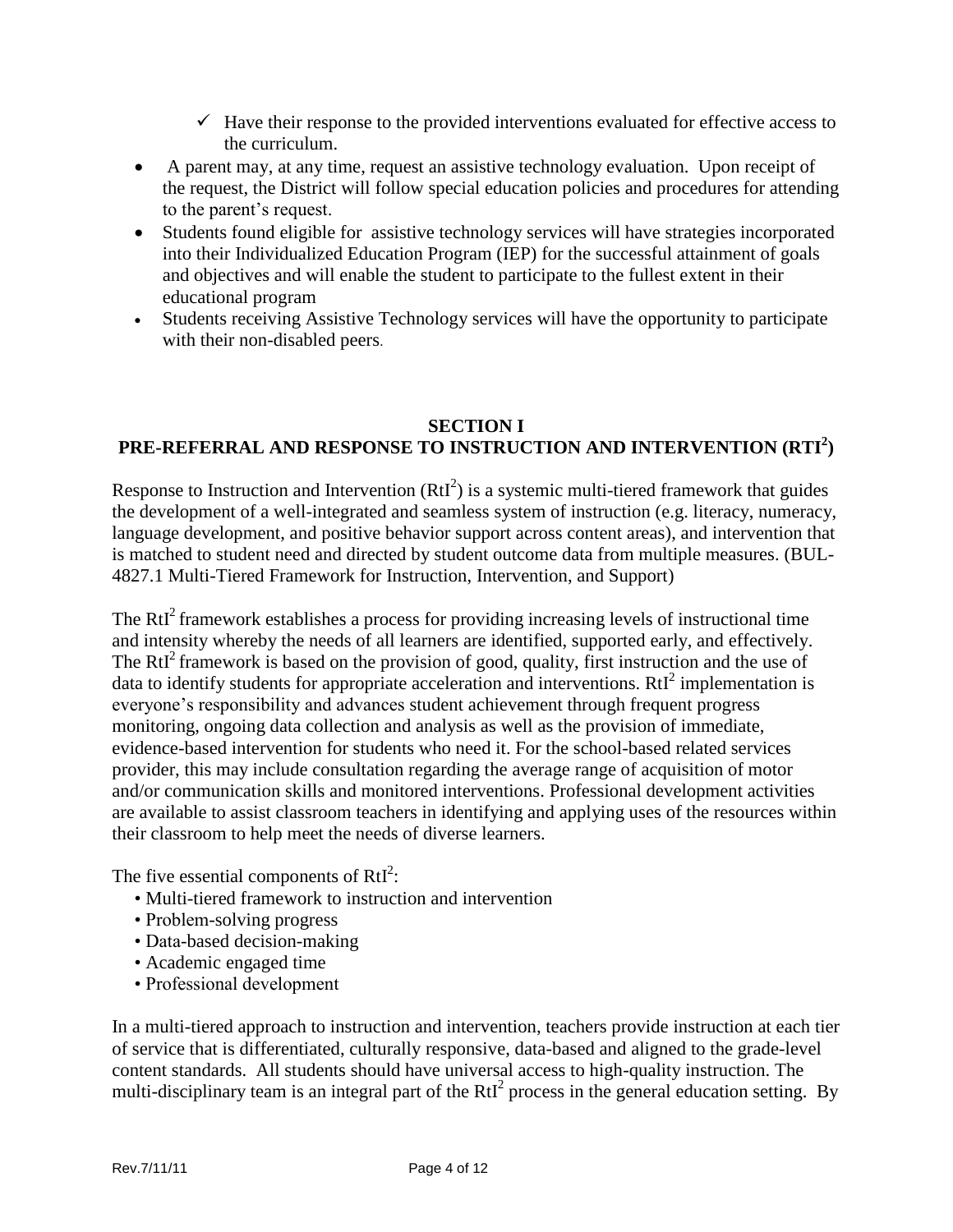- ✓ Have their response to the provided interventions evaluated for effective access to the curriculum.

- A parent may, at any time, request an assistive technology evaluation. Upon receipt of the request, the District will follow special education policies and procedures for attending to the parent's request.
- Students found eligible for assistive technology services will have strategies incorporated into their Individualized Education Program (IEP) for the successful attainment of goals and objectives and will enable the student to participate to the fullest extent in their educational program
- Students receiving Assistive Technology services will have the opportunity to participate with their non-disabled peers.

## SECTION I
## PRE-REFERRAL AND RESPONSE TO INSTRUCTION AND INTERVENTION (RTI$^2$)

Response to Instruction and Intervention (RtI$^2$) is a systemic multi-tiered framework that guides the development of a well-integrated and seamless system of instruction (e.g. literacy, numeracy, language development, and positive behavior support across content areas), and intervention that is matched to student need and directed by student outcome data from multiple measures. (BUL-4827.1 Multi-Tiered Framework for Instruction, Intervention, and Support)

The RtI$^2$ framework establishes a process for providing increasing levels of instructional time and intensity whereby the needs of all learners are identified, supported early, and effectively. The RtI$^2$ framework is based on the provision of good, quality, first instruction and the use of data to identify students for appropriate acceleration and interventions. RtI$^2$ implementation is everyone's responsibility and advances student achievement through frequent progress monitoring, ongoing data collection and analysis as well as the provision of immediate, evidence-based intervention for students who need it. For the school-based related services provider, this may include consultation regarding the average range of acquisition of motor and/or communication skills and monitored interventions. Professional development activities are available to assist classroom teachers in identifying and applying uses of the resources within their classroom to help meet the needs of diverse learners.

The five essential components of RtI$^2$:

- Multi-tiered framework to instruction and intervention
- Problem-solving progress
- Data-based decision-making
- Academic engaged time
- Professional development

In a multi-tiered approach to instruction and intervention, teachers provide instruction at each tier of service that is differentiated, culturally responsive, data-based and aligned to the grade-level content standards. All students should have universal access to high-quality instruction. The multi-disciplinary team is an integral part of the RtI$^2$ process in the general education setting. By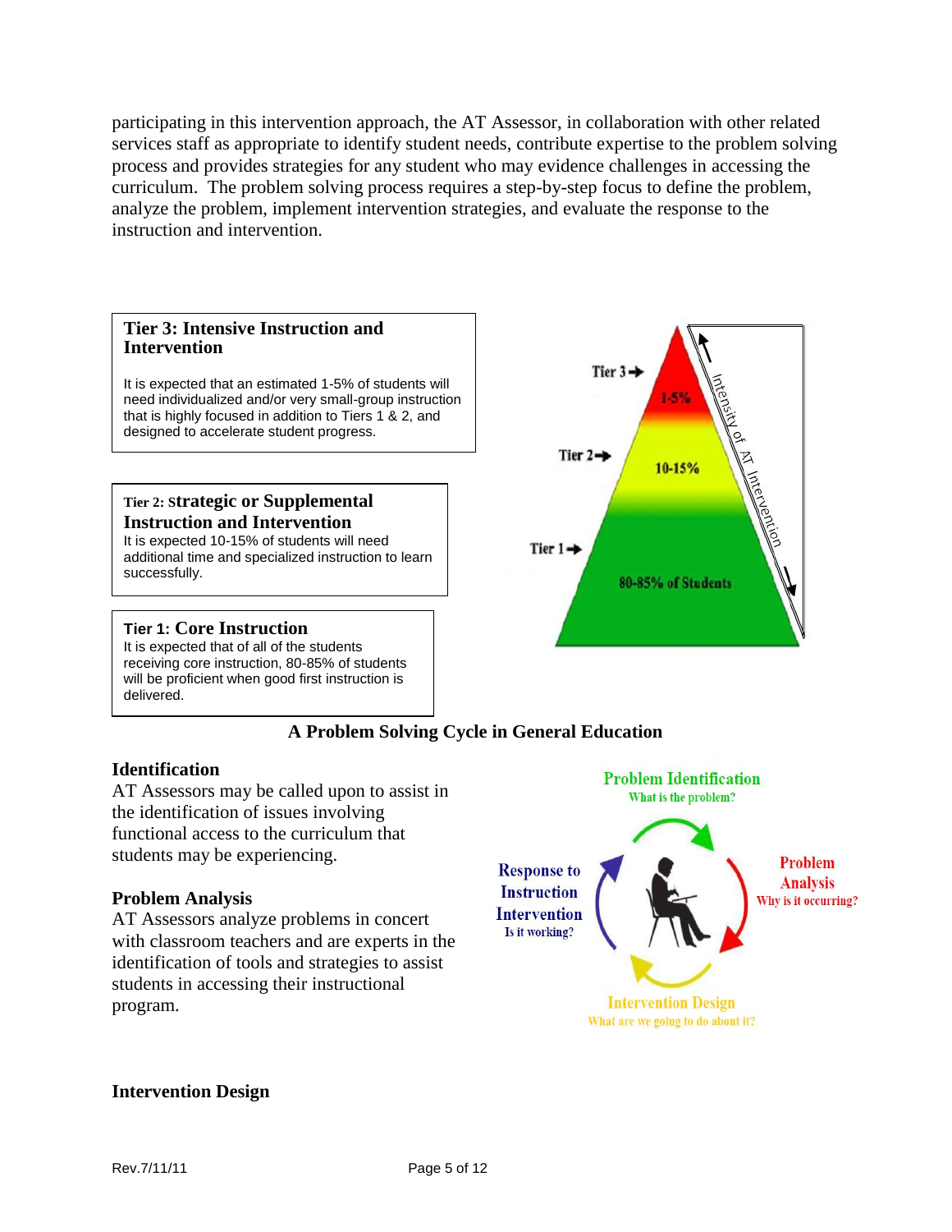participating in this intervention approach, the AT Assessor, in collaboration with other related services staff as appropriate to identify student needs, contribute expertise to the problem solving process and provides strategies for any student who may evidence challenges in accessing the curriculum. The problem solving process requires a step-by-step focus to define the problem, analyze the problem, implement intervention strategies, and evaluate the response to the instruction and intervention.

**Tier 3: Intensive Instruction and Intervention**

It is expected that an estimated 1-5% of students will need individualized and/or very small-group instruction that is highly focused in addition to Tiers 1 & 2, and designed to accelerate student progress.

**Tier 2: Strategic or Supplemental Instruction and Intervention**

It is expected 10-15% of students will need additional time and specialized instruction to learn successfully.

**Tier 1: Core Instruction**

It is expected that of all of the students receiving core instruction, 80-85% of students will be proficient when good first instruction is delivered.

Tier 3 → 1-5%

Tier 2 → 10-15%

Tier 1 → 80-85% of Students

Intensity of AT Intervention

### A Problem Solving Cycle in General Education

**Identification**

AT Assessors may be called upon to assist in the identification of issues involving functional access to the curriculum that students may be experiencing.

**Problem Analysis**

AT Assessors analyze problems in concert with classroom teachers and are experts in the identification of tools and strategies to assist students in accessing their instructional program.

Problem Identification
What is the problem?

Problem Analysis
Why is it occurring?

Intervention Design
What are we going to do about it?

Response to Instruction Intervention
Is it working?

**Intervention Design**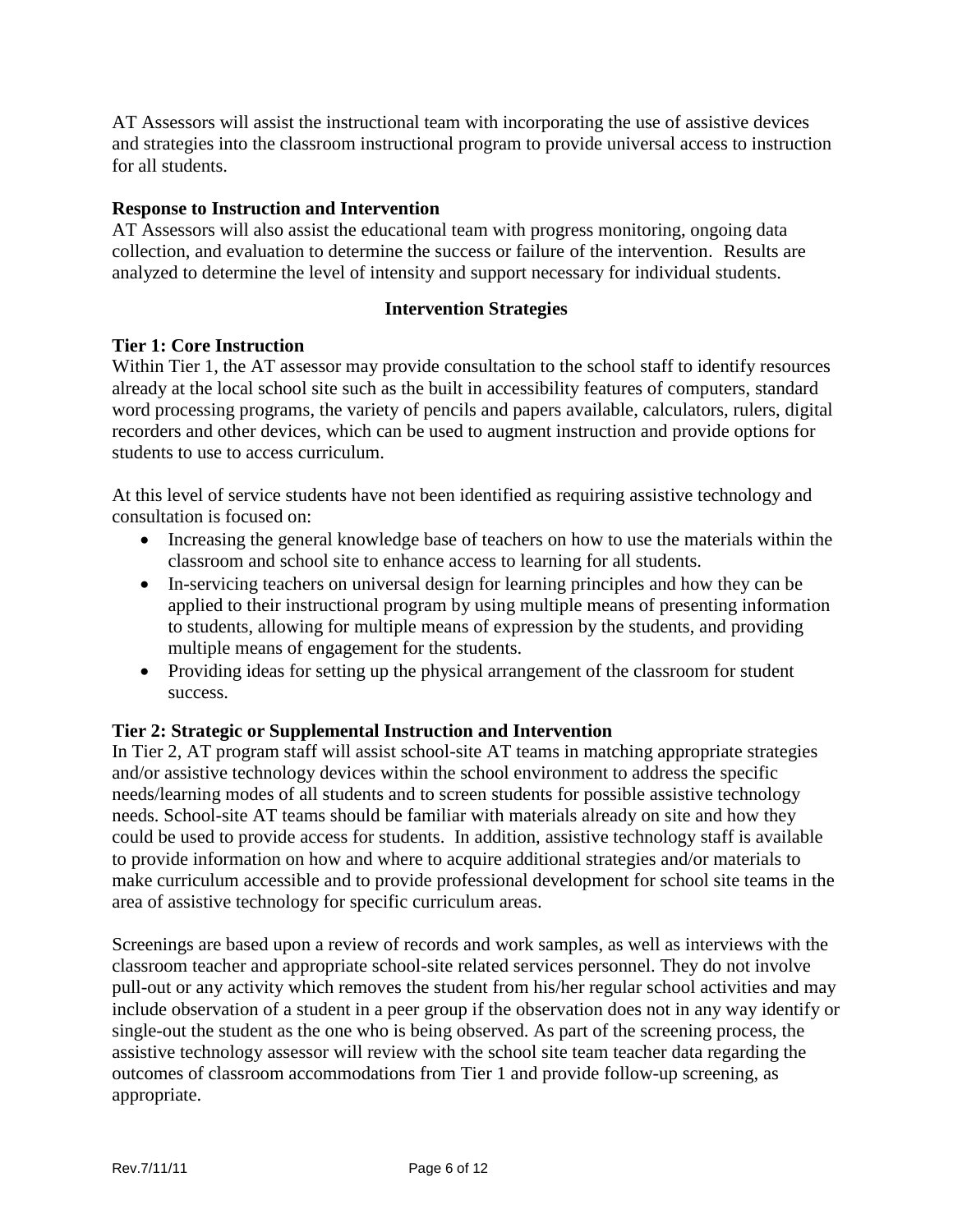AT Assessors will assist the instructional team with incorporating the use of assistive devices and strategies into the classroom instructional program to provide universal access to instruction for all students.

**Response to Instruction and Intervention**
AT Assessors will also assist the educational team with progress monitoring, ongoing data collection, and evaluation to determine the success or failure of the intervention. Results are analyzed to determine the level of intensity and support necessary for individual students.

## Intervention Strategies

**Tier 1: Core Instruction**
Within Tier 1, the AT assessor may provide consultation to the school staff to identify resources already at the local school site such as the built in accessibility features of computers, standard word processing programs, the variety of pencils and papers available, calculators, rulers, digital recorders and other devices, which can be used to augment instruction and provide options for students to use to access curriculum.

At this level of service students have not been identified as requiring assistive technology and consultation is focused on:

- Increasing the general knowledge base of teachers on how to use the materials within the classroom and school site to enhance access to learning for all students.
- In-servicing teachers on universal design for learning principles and how they can be applied to their instructional program by using multiple means of presenting information to students, allowing for multiple means of expression by the students, and providing multiple means of engagement for the students.
- Providing ideas for setting up the physical arrangement of the classroom for student success.

**Tier 2: Strategic or Supplemental Instruction and Intervention**
In Tier 2, AT program staff will assist school-site AT teams in matching appropriate strategies and/or assistive technology devices within the school environment to address the specific needs/learning modes of all students and to screen students for possible assistive technology needs. School-site AT teams should be familiar with materials already on site and how they could be used to provide access for students. In addition, assistive technology staff is available to provide information on how and where to acquire additional strategies and/or materials to make curriculum accessible and to provide professional development for school site teams in the area of assistive technology for specific curriculum areas.

Screenings are based upon a review of records and work samples, as well as interviews with the classroom teacher and appropriate school-site related services personnel. They do not involve pull-out or any activity which removes the student from his/her regular school activities and may include observation of a student in a peer group if the observation does not in any way identify or single-out the student as the one who is being observed. As part of the screening process, the assistive technology assessor will review with the school site team teacher data regarding the outcomes of classroom accommodations from Tier 1 and provide follow-up screening, as appropriate.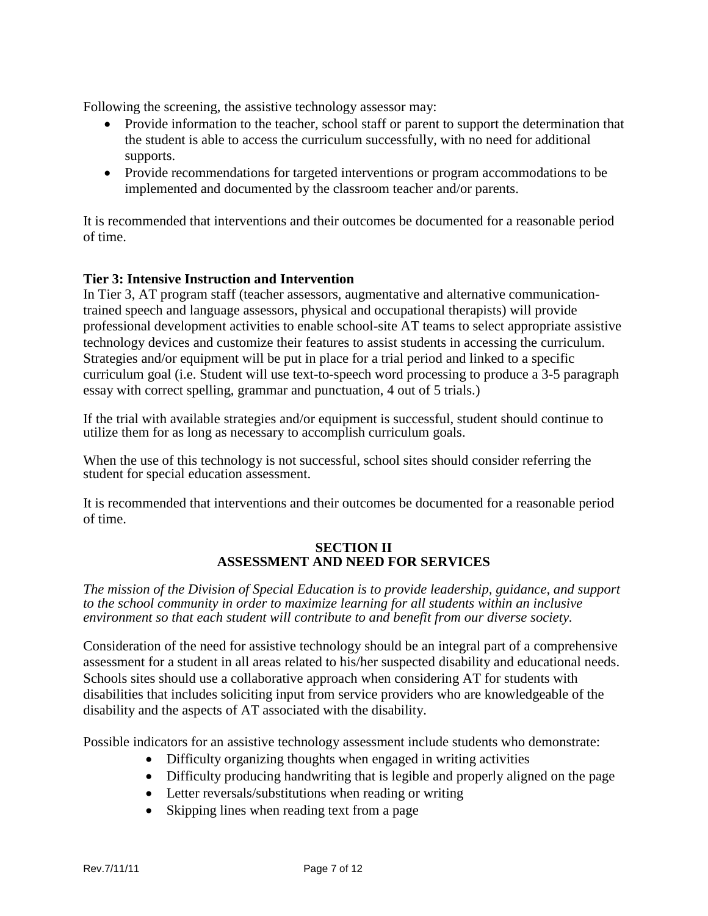Following the screening, the assistive technology assessor may:

- Provide information to the teacher, school staff or parent to support the determination that the student is able to access the curriculum successfully, with no need for additional supports.
- Provide recommendations for targeted interventions or program accommodations to be implemented and documented by the classroom teacher and/or parents.

It is recommended that interventions and their outcomes be documented for a reasonable period of time.

**Tier 3: Intensive Instruction and Intervention**

In Tier 3, AT program staff (teacher assessors, augmentative and alternative communication-trained speech and language assessors, physical and occupational therapists) will provide professional development activities to enable school-site AT teams to select appropriate assistive technology devices and customize their features to assist students in accessing the curriculum. Strategies and/or equipment will be put in place for a trial period and linked to a specific curriculum goal (i.e. Student will use text-to-speech word processing to produce a 3-5 paragraph essay with correct spelling, grammar and punctuation, 4 out of 5 trials.)

If the trial with available strategies and/or equipment is successful, student should continue to utilize them for as long as necessary to accomplish curriculum goals.

When the use of this technology is not successful, school sites should consider referring the student for special education assessment.

It is recommended that interventions and their outcomes be documented for a reasonable period of time.

## SECTION II
## ASSESSMENT AND NEED FOR SERVICES

*The mission of the Division of Special Education is to provide leadership, guidance, and support to the school community in order to maximize learning for all students within an inclusive environment so that each student will contribute to and benefit from our diverse society.*

Consideration of the need for assistive technology should be an integral part of a comprehensive assessment for a student in all areas related to his/her suspected disability and educational needs. Schools sites should use a collaborative approach when considering AT for students with disabilities that includes soliciting input from service providers who are knowledgeable of the disability and the aspects of AT associated with the disability.

Possible indicators for an assistive technology assessment include students who demonstrate:

- Difficulty organizing thoughts when engaged in writing activities
- Difficulty producing handwriting that is legible and properly aligned on the page
- Letter reversals/substitutions when reading or writing
- Skipping lines when reading text from a page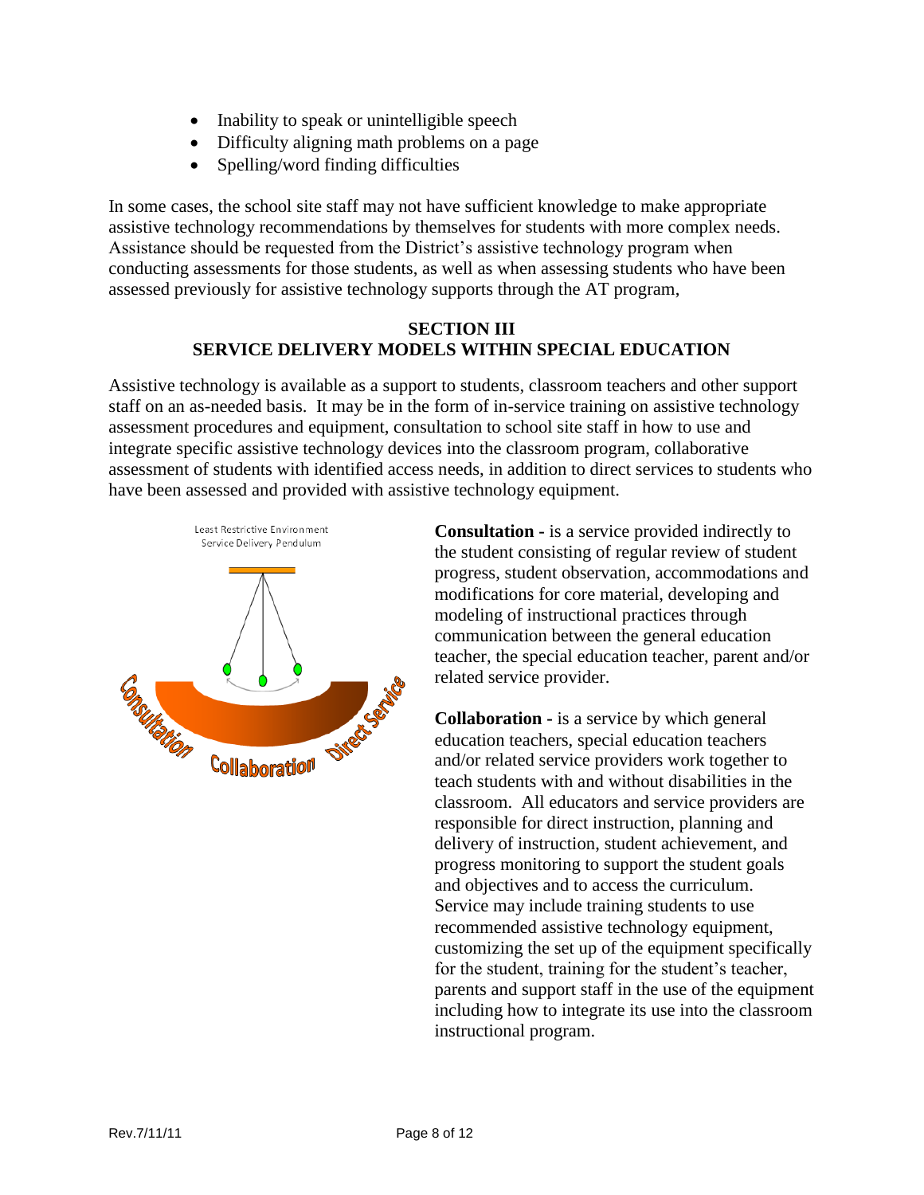- Inability to speak or unintelligible speech
- Difficulty aligning math problems on a page
- Spelling/word finding difficulties

In some cases, the school site staff may not have sufficient knowledge to make appropriate assistive technology recommendations by themselves for students with more complex needs. Assistance should be requested from the District's assistive technology program when conducting assessments for those students, as well as when assessing students who have been assessed previously for assistive technology supports through the AT program,

## SECTION III
## SERVICE DELIVERY MODELS WITHIN SPECIAL EDUCATION

Assistive technology is available as a support to students, classroom teachers and other support staff on an as-needed basis. It may be in the form of in-service training on assistive technology assessment procedures and equipment, consultation to school site staff in how to use and integrate specific assistive technology devices into the classroom program, collaborative assessment of students with identified access needs, in addition to direct services to students who have been assessed and provided with assistive technology equipment.

Least Restrictive Environment
Service Delivery Pendulum

Consultation — Collaboration — Direct Service

**Consultation -** is a service provided indirectly to the student consisting of regular review of student progress, student observation, accommodations and modifications for core material, developing and modeling of instructional practices through communication between the general education teacher, the special education teacher, parent and/or related service provider.

**Collaboration -** is a service by which general education teachers, special education teachers and/or related service providers work together to teach students with and without disabilities in the classroom. All educators and service providers are responsible for direct instruction, planning and delivery of instruction, student achievement, and progress monitoring to support the student goals and objectives and to access the curriculum. Service may include training students to use recommended assistive technology equipment, customizing the set up of the equipment specifically for the student, training for the student's teacher, parents and support staff in the use of the equipment including how to integrate its use into the classroom instructional program.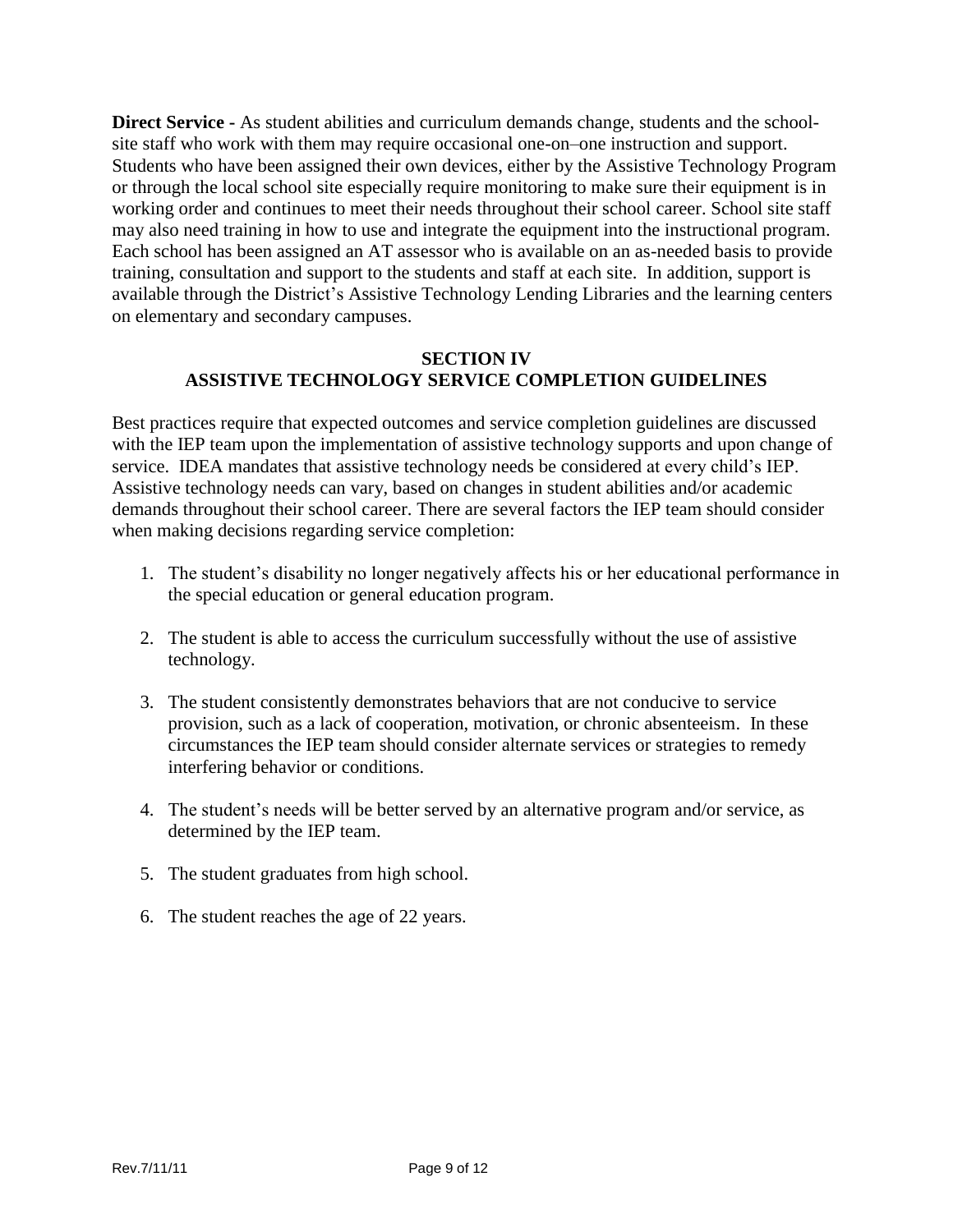**Direct Service -** As student abilities and curriculum demands change, students and the school-site staff who work with them may require occasional one-on–one instruction and support. Students who have been assigned their own devices, either by the Assistive Technology Program or through the local school site especially require monitoring to make sure their equipment is in working order and continues to meet their needs throughout their school career. School site staff may also need training in how to use and integrate the equipment into the instructional program. Each school has been assigned an AT assessor who is available on an as-needed basis to provide training, consultation and support to the students and staff at each site. In addition, support is available through the District's Assistive Technology Lending Libraries and the learning centers on elementary and secondary campuses.

## SECTION IV
## ASSISTIVE TECHNOLOGY SERVICE COMPLETION GUIDELINES

Best practices require that expected outcomes and service completion guidelines are discussed with the IEP team upon the implementation of assistive technology supports and upon change of service. IDEA mandates that assistive technology needs be considered at every child's IEP. Assistive technology needs can vary, based on changes in student abilities and/or academic demands throughout their school career. There are several factors the IEP team should consider when making decisions regarding service completion:

1. The student's disability no longer negatively affects his or her educational performance in the special education or general education program.

2. The student is able to access the curriculum successfully without the use of assistive technology.

3. The student consistently demonstrates behaviors that are not conducive to service provision, such as a lack of cooperation, motivation, or chronic absenteeism. In these circumstances the IEP team should consider alternate services or strategies to remedy interfering behavior or conditions.

4. The student's needs will be better served by an alternative program and/or service, as determined by the IEP team.

5. The student graduates from high school.

6. The student reaches the age of 22 years.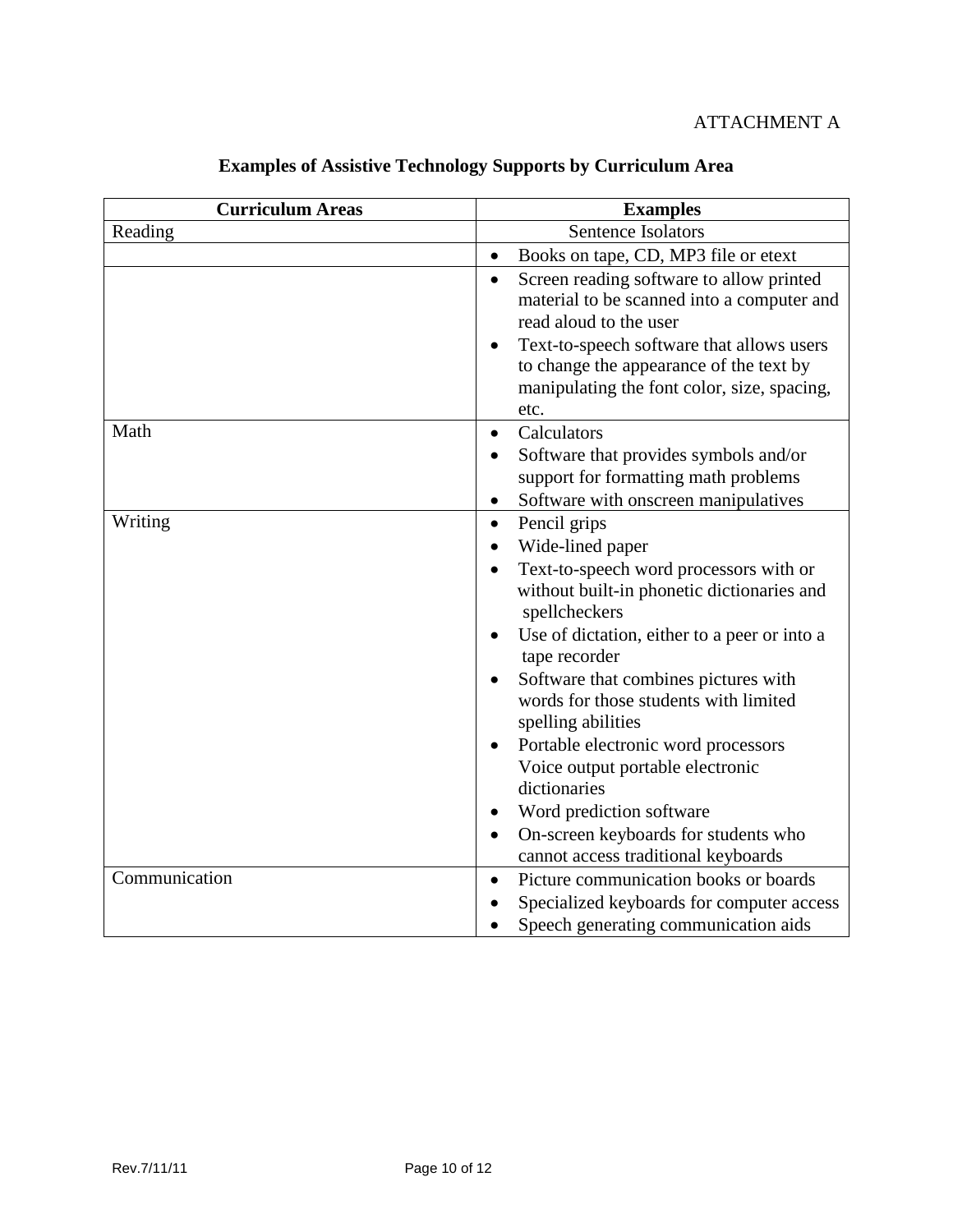ATTACHMENT A

## Examples of Assistive Technology Supports by Curriculum Area

| Curriculum Areas | Examples |
|---|---|
| Reading | Sentence Isolators |
| | • Books on tape, CD, MP3 file or etext |
| | • Screen reading software to allow printed material to be scanned into a computer and read aloud to the user<br>• Text-to-speech software that allows users to change the appearance of the text by manipulating the font color, size, spacing, etc. |
| Math | • Calculators<br>• Software that provides symbols and/or support for formatting math problems<br>• Software with onscreen manipulatives |
| Writing | • Pencil grips<br>• Wide-lined paper<br>• Text-to-speech word processors with or without built-in phonetic dictionaries and spellcheckers<br>• Use of dictation, either to a peer or into a tape recorder<br>• Software that combines pictures with words for those students with limited spelling abilities<br>• Portable electronic word processors Voice output portable electronic dictionaries<br>• Word prediction software<br>• On-screen keyboards for students who cannot access traditional keyboards |
| Communication | • Picture communication books or boards<br>• Specialized keyboards for computer access<br>• Speech generating communication aids |

Rev.7/11/11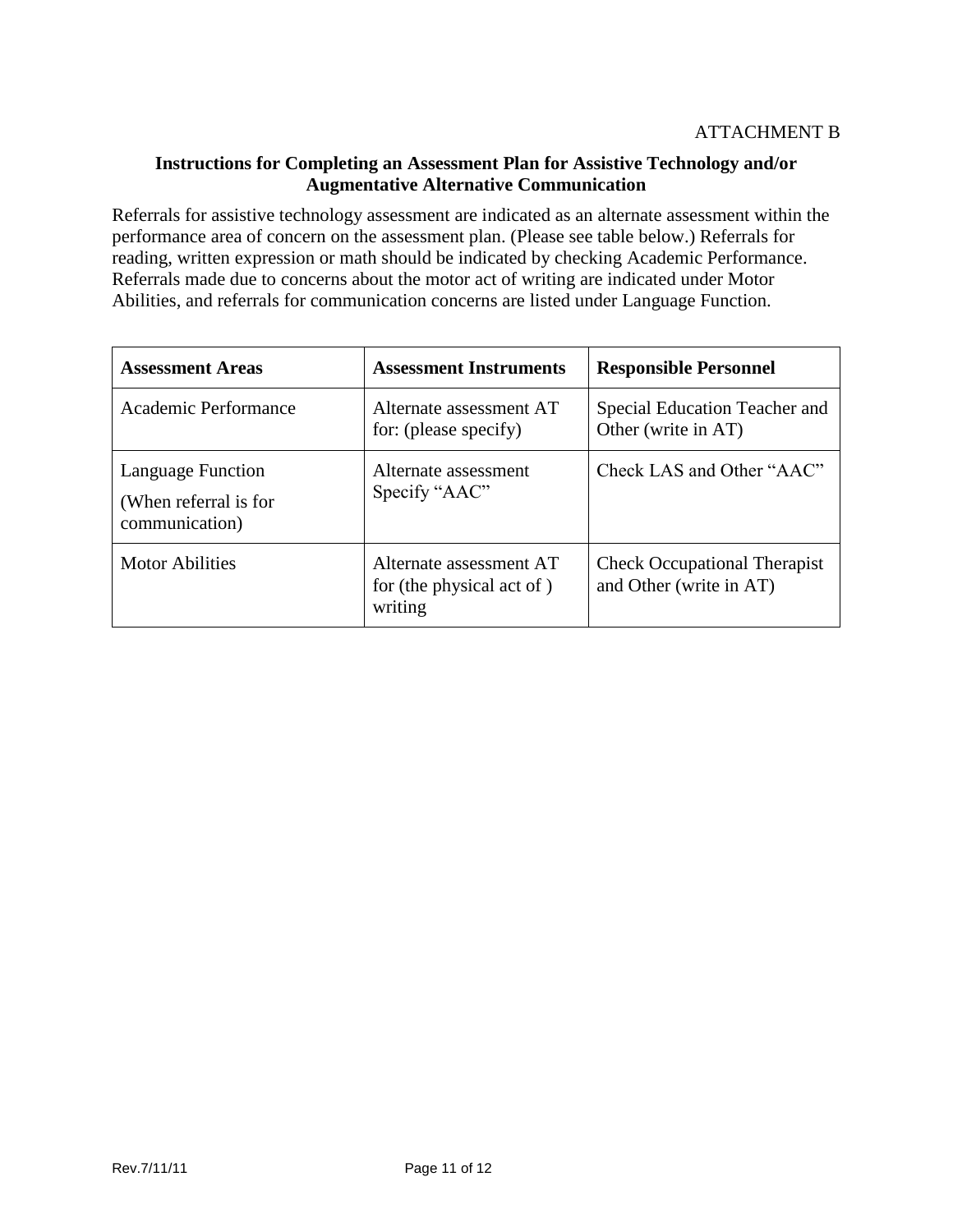ATTACHMENT B

## Instructions for Completing an Assessment Plan for Assistive Technology and/or Augmentative Alternative Communication

Referrals for assistive technology assessment are indicated as an alternate assessment within the performance area of concern on the assessment plan. (Please see table below.) Referrals for reading, written expression or math should be indicated by checking Academic Performance. Referrals made due to concerns about the motor act of writing are indicated under Motor Abilities, and referrals for communication concerns are listed under Language Function.

| **Assessment Areas** | **Assessment Instruments** | **Responsible Personnel** |
|---|---|---|
| Academic Performance | Alternate assessment AT for: (please specify) | Special Education Teacher and Other (write in AT) |
| Language Function<br>(When referral is for communication) | Alternate assessment Specify "AAC" | Check LAS and Other "AAC" |
| Motor Abilities | Alternate assessment AT for (the physical act of ) writing | Check Occupational Therapist and Other (write in AT) |

Rev.7/11/11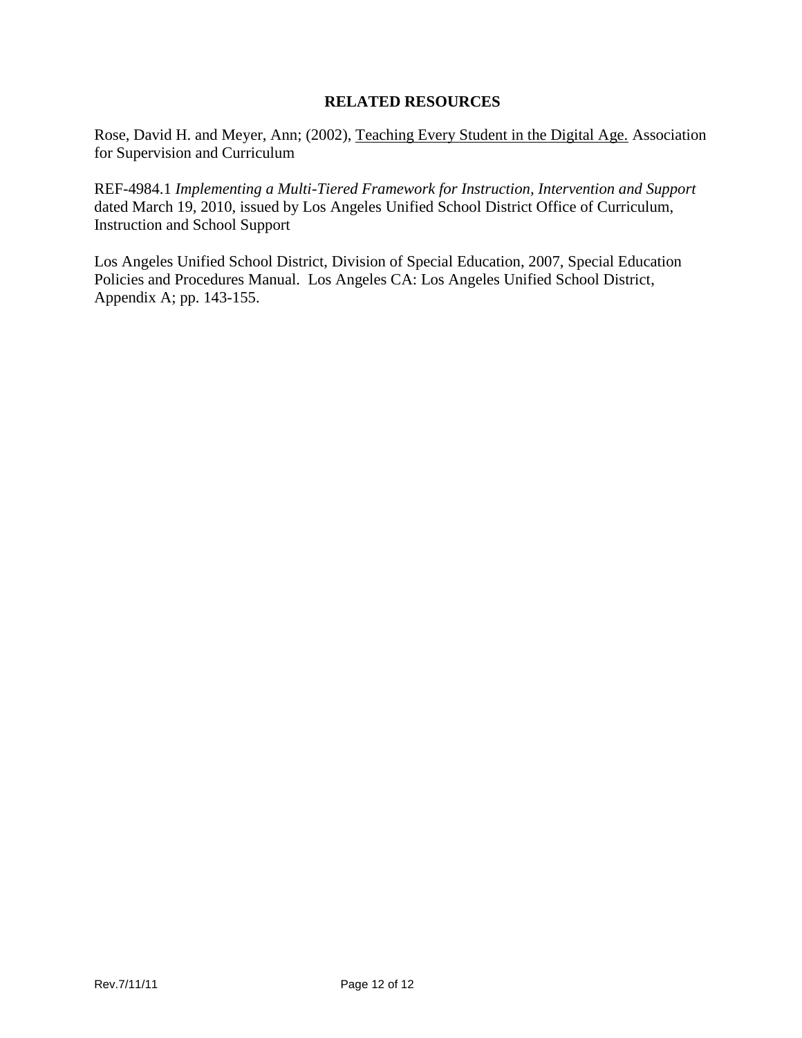## RELATED RESOURCES

Rose, David H. and Meyer, Ann; (2002), <u>Teaching Every Student in the Digital Age.</u> Association for Supervision and Curriculum

REF-4984.1 *Implementing a Multi-Tiered Framework for Instruction, Intervention and Support* dated March 19, 2010, issued by Los Angeles Unified School District Office of Curriculum, Instruction and School Support

Los Angeles Unified School District, Division of Special Education, 2007, Special Education Policies and Procedures Manual. Los Angeles CA: Los Angeles Unified School District, Appendix A; pp. 143-155.